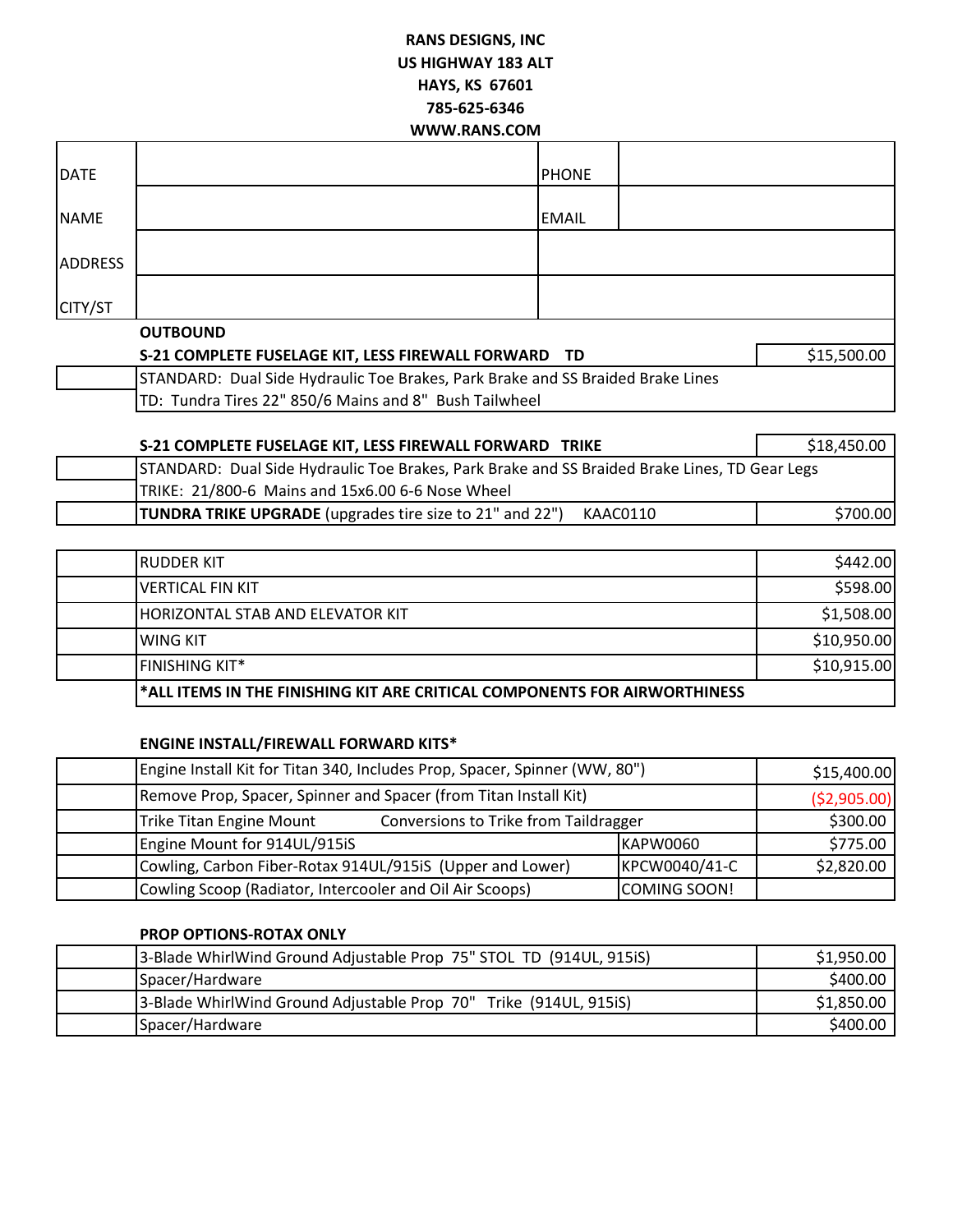**RANS DESIGNS, INC**
**US HIGHWAY 183 ALT**
**HAYS, KS 67601**
**785-625-6346**
**WWW.RANS.COM**

| | | | |
|---|---|---|---|
| DATE | | PHONE | |
| NAME | | EMAIL | |
| ADDRESS | | | |
| CITY/ST | | | |

**OUTBOUND**

| | | |
|---|---|---|
| | **S-21 COMPLETE FUSELAGE KIT, LESS FIREWALL FORWARD TD** | $15,500.00 |
| | STANDARD: Dual Side Hydraulic Toe Brakes, Park Brake and SS Braided Brake Lines | |
| | TD: Tundra Tires 22" 850/6 Mains and 8" Bush Tailwheel | |

| | | |
|---|---|---|
| | **S-21 COMPLETE FUSELAGE KIT, LESS FIREWALL FORWARD TRIKE** | $18,450.00 |
| | STANDARD: Dual Side Hydraulic Toe Brakes, Park Brake and SS Braided Brake Lines, TD Gear Legs | |
| | TRIKE: 21/800-6 Mains and 15x6.00 6-6 Nose Wheel | |
| | **TUNDRA TRIKE UPGRADE** (upgrades tire size to 21" and 22") KAAC0110 | $700.00 |

| | | |
|---|---|---|
| | RUDDER KIT | $442.00 |
| | VERTICAL FIN KIT | $598.00 |
| | HORIZONTAL STAB AND ELEVATOR KIT | $1,508.00 |
| | WING KIT | $10,950.00 |
| | FINISHING KIT* | $10,915.00 |
| | **\*ALL ITEMS IN THE FINISHING KIT ARE CRITICAL COMPONENTS FOR AIRWORTHINESS** | |

**ENGINE INSTALL/FIREWALL FORWARD KITS***

| | | | |
|---|---|---|---|
| | Engine Install Kit for Titan 340, Includes Prop, Spacer, Spinner (WW, 80") | | $15,400.00 |
| | Remove Prop, Spacer, Spinner and Spacer (from Titan Install Kit) | | ($2,905.00) |
| | Trike Titan Engine Mount Conversions to Trike from Taildragger | | $300.00 |
| | Engine Mount for 914UL/915iS | KAPW0060 | $775.00 |
| | Cowling, Carbon Fiber-Rotax 914UL/915iS (Upper and Lower) | KPCW0040/41-C | $2,820.00 |
| | Cowling Scoop (Radiator, Intercooler and Oil Air Scoops) | COMING SOON! | |

**PROP OPTIONS-ROTAX ONLY**

| | | |
|---|---|---|
| | 3-Blade WhirlWind Ground Adjustable Prop 75" STOL TD (914UL, 915iS) | $1,950.00 |
| | Spacer/Hardware | $400.00 |
| | 3-Blade WhirlWind Ground Adjustable Prop 70" Trike (914UL, 915iS) | $1,850.00 |
| | Spacer/Hardware | $400.00 |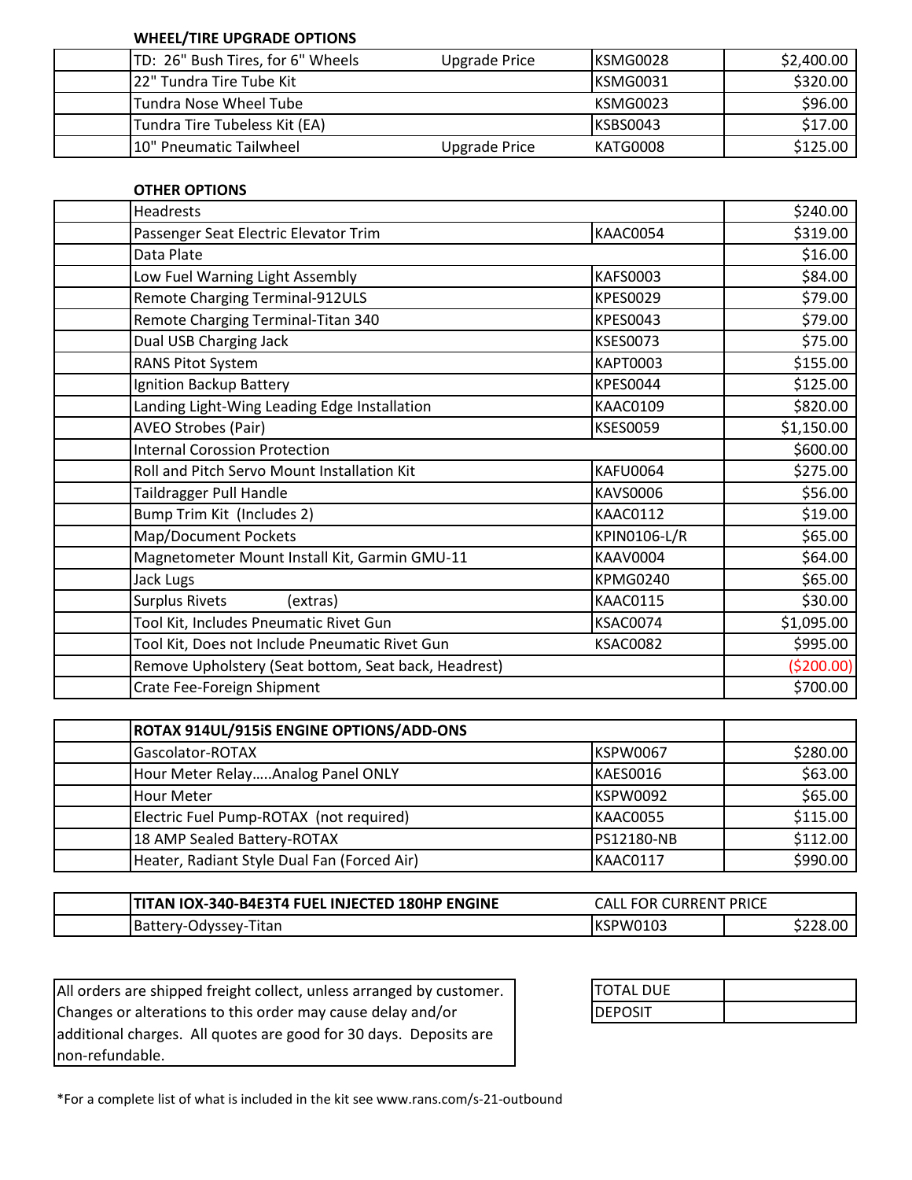**WHEEL/TIRE UPGRADE OPTIONS**

| | | | | |
|---|---|---|---|---|
| | TD: 26" Bush Tires, for 6" Wheels | Upgrade Price | KSMG0028 | $2,400.00 |
| | 22" Tundra Tire Tube Kit | | KSMG0031 | $320.00 |
| | Tundra Nose Wheel Tube | | KSMG0023 | $96.00 |
| | Tundra Tire Tubeless Kit (EA) | | KSBS0043 | $17.00 |
| | 10" Pneumatic Tailwheel | Upgrade Price | KATG0008 | $125.00 |

**OTHER OPTIONS**

| | | | |
|---|---|---|---|
| | Headrests | | $240.00 |
| | Passenger Seat Electric Elevator Trim | KAAC0054 | $319.00 |
| | Data Plate | | $16.00 |
| | Low Fuel Warning Light Assembly | KAFS0003 | $84.00 |
| | Remote Charging Terminal-912ULS | KPES0029 | $79.00 |
| | Remote Charging Terminal-Titan 340 | KPES0043 | $79.00 |
| | Dual USB Charging Jack | KSES0073 | $75.00 |
| | RANS Pitot System | KAPT0003 | $155.00 |
| | Ignition Backup Battery | KPES0044 | $125.00 |
| | Landing Light-Wing Leading Edge Installation | KAAC0109 | $820.00 |
| | AVEO Strobes (Pair) | KSES0059 | $1,150.00 |
| | Internal Corossion Protection | | $600.00 |
| | Roll and Pitch Servo Mount Installation Kit | KAFU0064 | $275.00 |
| | Taildragger Pull Handle | KAVS0006 | $56.00 |
| | Bump Trim Kit (Includes 2) | KAAC0112 | $19.00 |
| | Map/Document Pockets | KPIN0106-L/R | $65.00 |
| | Magnetometer Mount Install Kit, Garmin GMU-11 | KAAV0004 | $64.00 |
| | Jack Lugs | KPMG0240 | $65.00 |
| | Surplus Rivets (extras) | KAAC0115 | $30.00 |
| | Tool Kit, Includes Pneumatic Rivet Gun | KSAC0074 | $1,095.00 |
| | Tool Kit, Does not Include Pneumatic Rivet Gun | KSAC0082 | $995.00 |
| | Remove Upholstery (Seat bottom, Seat back, Headrest) | | ($200.00) |
| | Crate Fee-Foreign Shipment | | $700.00 |

| | **ROTAX 914UL/915iS ENGINE OPTIONS/ADD-ONS** | | |
|---|---|---|---|
| | Gascolator-ROTAX | KSPW0067 | $280.00 |
| | Hour Meter Relay.....Analog Panel ONLY | KAES0016 | $63.00 |
| | Hour Meter | KSPW0092 | $65.00 |
| | Electric Fuel Pump-ROTAX (not required) | KAAC0055 | $115.00 |
| | 18 AMP Sealed Battery-ROTAX | PS12180-NB | $112.00 |
| | Heater, Radiant Style Dual Fan (Forced Air) | KAAC0117 | $990.00 |

| | **TITAN IOX-340-B4E3T4 FUEL INJECTED 180HP ENGINE** | CALL FOR CURRENT PRICE | |
|---|---|---|---|
| | Battery-Odyssey-Titan | KSPW0103 | $228.00 |

All orders are shipped freight collect, unless arranged by customer. Changes or alterations to this order may cause delay and/or additional charges. All quotes are good for 30 days. Deposits are non-refundable.

| | |
|---|---|
| TOTAL DUE | |
| DEPOSIT | |

*For a complete list of what is included in the kit see www.rans.com/s-21-outbound